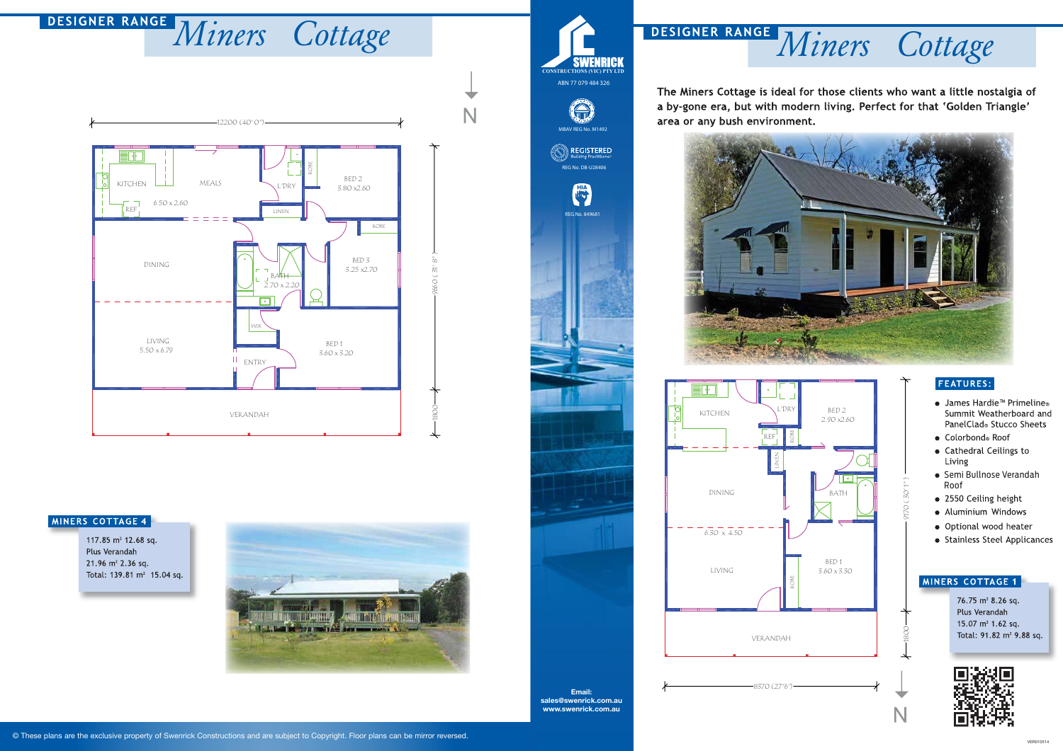# DESIGNER RANGE *Miners Cottage*

12200 (40' 0")

N

KITCHEN 6.50 x 2.60

MEALS

REF

L'DRY

ROBE

LINEN

BED 2 3.80 x2.60

ROBE

DINING

BATH 2.70 x 2.20

BED 3 3.25 x2.70

LIVING 5.50 x 6.79

WIR

ENTRY

BED 1 3.60 x 3.20

VERANDAH

9860 (31' 8")

1800

## MINERS COTTAGE 4

117.85 m² 12.68 sq.
Plus Verandah
21.96 m² 2.36 sq.
Total: 139.81 m² 15.04 sq.

SWENRICK CONSTRUCTIONS (VIC) PTY LTD

ABN 77 079 484 326

MBAV REG No. M1492

REGISTERED Building Practitioner

REG No. DB-U28406

HIA

REG No. 849681

Email:
sales@swenrick.com.au
www.swenrick.com.au

# DESIGNER RANGE *Miners Cottage*

**The Miners Cottage is ideal for those clients who want a little nostalgia of a by-gone era, but with modern living. Perfect for that 'Golden Triangle' area or any bush environment.**

KITCHEN

L'DRY

REF

ROBE

BED 2 2.90 x2.60

LINEN

DINING

BATH

6.30 x 4.50

LIVING

ROBE

BED 1 3.60 x 3.30

VERANDAH

9170 (30' 1")

1800

8570 (27'6")

N

## FEATURES:

- James Hardie™ Primeline® Summit Weatherboard and PanelClad® Stucco Sheets
- Colorbond® Roof
- Cathedral Ceilings to Living
- Semi Bullnose Verandah Roof
- 2550 Ceiling height
- Aluminium Windows
- Optional wood heater
- Stainless Steel Applicances

## MINERS COTTAGE 1

76.75 m² 8.26 sq.
Plus Verandah
15.07 m² 1.62 sq.
Total: 91.82 m² 9.88 sq.

© These plans are the exclusive property of Swenrick Constructions and are subject to Copyright. Floor plans can be mirror reversed.

VER010514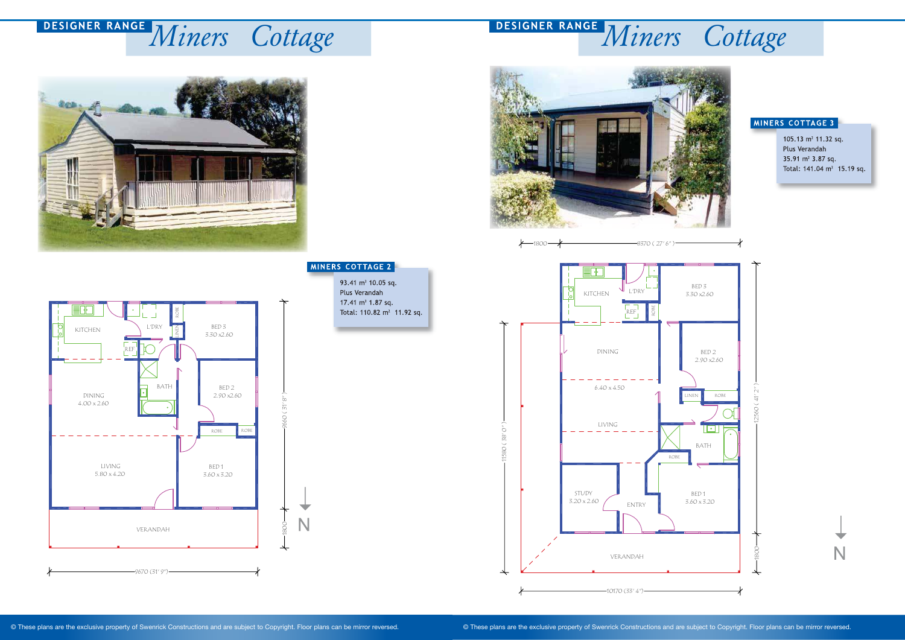# DESIGNER RANGE *Miners Cottage*

## MINERS COTTAGE 2

93.41 m² 10.05 sq.
Plus Verandah
17.41 m² 1.87 sq.
Total: 110.82 m² 11.92 sq.

KITCHEN
L'DRY
REF
ROBE
LINEN
BED 3
3.30 x2.60
BATH
BED 2
2.90 x2.60
DINING
4.00 x 2.60
ROBE
ROBE
LIVING
5.80 x 4.20
BED 1
3.60 x 3.20
VERANDAH

9660 (31' 8")
1800
9670 (31' 9")
N

# DESIGNER RANGE *Miners Cottage*

## MINERS COTTAGE 3

105.13 m² 11.32 sq.
Plus Verandah
35.91 m² 3.87 sq.
Total: 141.04 m² 15.19 sq.

1800
8370 ( 27' 6" )
KITCHEN
L'DRY
REF
ROBE
BED 3
3.30 x2.60
DINING
BED 2
2.90 x2.60
6.40 x 4.50
LINEN
ROBE
LIVING
BATH
ROBE
STUDY
3.20 x 2.60
ENTRY
BED 1
3.60 x 3.20
VERANDAH

11580 ( 38' 0" )
12560 ( 41' 2" )
1800
10170 (33' 4")
N

© These plans are the exclusive property of Swenrick Constructions and are subject to Copyright. Floor plans can be mirror reversed.